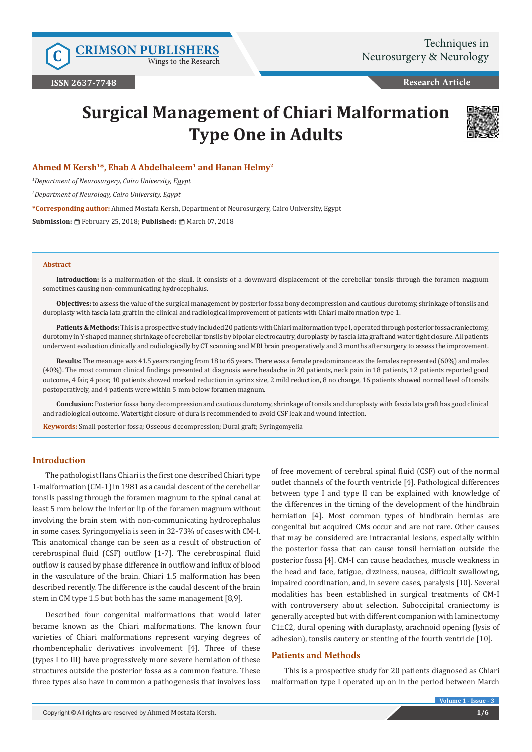# Surgical Management of Chiari Malformation Type One in Adults

**Ahmed M Kersh[1]*, Ehab A Abdelhaleem[1] and Hanan Helmy[2]**

*[1]Department of Neurosurgery, Cairo University, Egypt*

*[2]Department of Neurology, Cairo University, Egypt*

**\*Corresponding author:** Ahmed Mostafa Kersh, Department of Neurosurgery, Cairo University, Egypt

**Submission:** February 25, 2018; **Published:** March 07, 2018

## Abstract

**Introduction:** is a malformation of the skull. It consists of a downward displacement of the cerebellar tonsils through the foramen magnum sometimes causing non-communicating hydrocephalus.

**Objectives:** to assess the value of the surgical management by posterior fossa bony decompression and cautious durotomy, shrinkage of tonsils and duroplasty with fascia lata graft in the clinical and radiological improvement of patients with Chiari malformation type 1.

**Patients & Methods:** This is a prospective study included 20 patients with Chiari malformation type I, operated through posterior fossa craniectomy, durotomy in Y-shaped manner, shrinkage of cerebellar tonsils by bipolar electrocautry, duroplasty by fascia lata graft and water tight closure. All patients underwent evaluation clinically and radiologically by CT scanning and MRI brain preoperatively and 3 months after surgery to assess the improvement.

**Results:** The mean age was 41.5 years ranging from 18 to 65 years. There was a female predominance as the females represented (60%) and males (40%). The most common clinical findings presented at diagnosis were headache in 20 patients, neck pain in 18 patients, 12 patients reported good outcome, 4 fair, 4 poor, 10 patients showed marked reduction in syrinx size, 2 mild reduction, 8 no change, 16 patients showed normal level of tonsils postoperatively, and 4 patients were within 5 mm below foramen magnum.

**Conclusion:** Posterior fossa bony decompression and cautious durotomy, shrinkage of tonsils and duroplasty with fascia lata graft has good clinical and radiological outcome. Watertight closure of dura is recommended to avoid CSF leak and wound infection.

**Keywords:** Small posterior fossa; Osseous decompression; Dural graft; Syringomyelia

## Introduction

The pathologist Hans Chiari is the first one described Chiari type 1-malformation (CM-1) in 1981 as a caudal descent of the cerebellar tonsils passing through the foramen magnum to the spinal canal at least 5 mm below the inferior lip of the foramen magnum without involving the brain stem with non-communicating hydrocephalus in some cases. Syringomyelia is seen in 32-73% of cases with CM-I. This anatomical change can be seen as a result of obstruction of cerebrospinal fluid (CSF) outflow [1-7]. The cerebrospinal fluid outflow is caused by phase difference in outflow and influx of blood in the vasculature of the brain. Chiari 1.5 malformation has been described recently. The difference is the caudal descent of the brain stem in CM type 1.5 but both has the same management [8,9].

Described four congenital malformations that would later became known as the Chiari malformations. The known four varieties of Chiari malformations represent varying degrees of rhombencephalic derivatives involvement [4]. Three of these (types I to III) have progressively more severe herniation of these structures outside the posterior fossa as a common feature. These three types also have in common a pathogenesis that involves loss of free movement of cerebral spinal fluid (CSF) out of the normal outlet channels of the fourth ventricle [4]. Pathological differences between type I and type II can be explained with knowledge of the differences in the timing of the development of the hindbrain herniation [4]. Most common types of hindbrain hernias are congenital but acquired CMs occur and are not rare. Other causes that may be considered are intracranial lesions, especially within the posterior fossa that can cause tonsil herniation outside the posterior fossa [4]. CM-I can cause headaches, muscle weakness in the head and face, fatigue, dizziness, nausea, difficult swallowing, impaired coordination, and, in severe cases, paralysis [10]. Several modalities has been established in surgical treatments of CM-I with controversery about selection. Suboccipital craniectomy is generally accepted but with different companion with laminectomy C1±C2, dural opening with duraplasty, arachnoid opening (lysis of adhesion), tonsils cautery or stenting of the fourth ventricle [10].

## Patients and Methods

This is a prospective study for 20 patients diagnosed as Chiari malformation type I operated up on in the period between March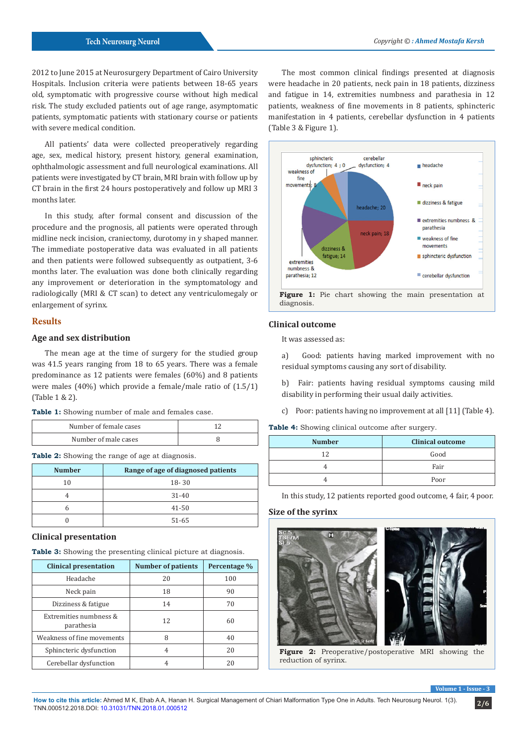2012 to June 2015 at Neurosurgery Department of Cairo University Hospitals. Inclusion criteria were patients between 18-65 years old, symptomatic with progressive course without high medical risk. The study excluded patients out of age range, asymptomatic patients, symptomatic patients with stationary course or patients with severe medical condition.

All patients' data were collected preoperatively regarding age, sex, medical history, present history, general examination, ophthalmologic assessment and full neurological examinations. All patients were investigated by CT brain, MRI brain with follow up by CT brain in the first 24 hours postoperatively and follow up MRI 3 months later.

In this study, after formal consent and discussion of the procedure and the prognosis, all patients were operated through midline neck incision, craniectomy, durotomy in y shaped manner. The immediate postoperative data was evaluated in all patients and then patients were followed subsequently as outpatient, 3-6 months later. The evaluation was done both clinically regarding any improvement or deterioration in the symptomatology and radiologically (MRI & CT scan) to detect any ventriculomegaly or enlargement of syrinx.

## Results

### Age and sex distribution

The mean age at the time of surgery for the studied group was 41.5 years ranging from 18 to 65 years. There was a female predominance as 12 patients were females (60%) and 8 patients were males (40%) which provide a female/male ratio of (1.5/1) (Table 1 & 2).

**Table 1:** Showing number of male and females case.

| Number of female cases | 12 |
|---|---|
| Number of male cases | 8 |

**Table 2:** Showing the range of age at diagnosis.

| Number | Range of age of diagnosed patients |
|---|---|
| 10 | 18- 30 |
| 4 | 31-40 |
| 6 | 41-50 |
| 0 | 51-65 |

### Clinical presentation

**Table 3:** Showing the presenting clinical picture at diagnosis.

| Clinical presentation | Number of patients | Percentage % |
|---|---|---|
| Headache | 20 | 100 |
| Neck pain | 18 | 90 |
| Dizziness & fatigue | 14 | 70 |
| Extremities numbness & parathesia | 12 | 60 |
| Weakness of fine movements | 8 | 40 |
| Sphincteric dysfunction | 4 | 20 |
| Cerebellar dysfunction | 4 | 20 |

The most common clinical findings presented at diagnosis were headache in 20 patients, neck pain in 18 patients, dizziness and fatigue in 14, extremities numbness and parathesia in 12 patients, weakness of fine movements in 8 patients, sphincteric manifestation in 4 patients, cerebellar dysfunction in 4 patients (Table 3 & Figure 1).

**Figure 1:** Pie chart showing the main presentation at diagnosis.

### Clinical outcome

It was assessed as:

a) Good: patients having marked improvement with no residual symptoms causing any sort of disability.

b) Fair: patients having residual symptoms causing mild disability in performing their usual daily activities.

c) Poor: patients having no improvement at all [11] (Table 4).

**Table 4:** Showing clinical outcome after surgery.

| Number | Clinical outcome |
|---|---|
| 12 | Good |
| 4 | Fair |
| 4 | Poor |

In this study, 12 patients reported good outcome, 4 fair, 4 poor.

### Size of the syrinx

**Figure 2:** Preoperative/postoperative MRI showing the reduction of syrinx.

**How to cite this article:** Ahmed M K, Ehab A A, Hanan H. Surgical Management of Chiari Malformation Type One in Adults. Tech Neurosurg Neurol. 1(3). TNN.000512.2018.DOI: 10.31031/TNN.2018.01.000512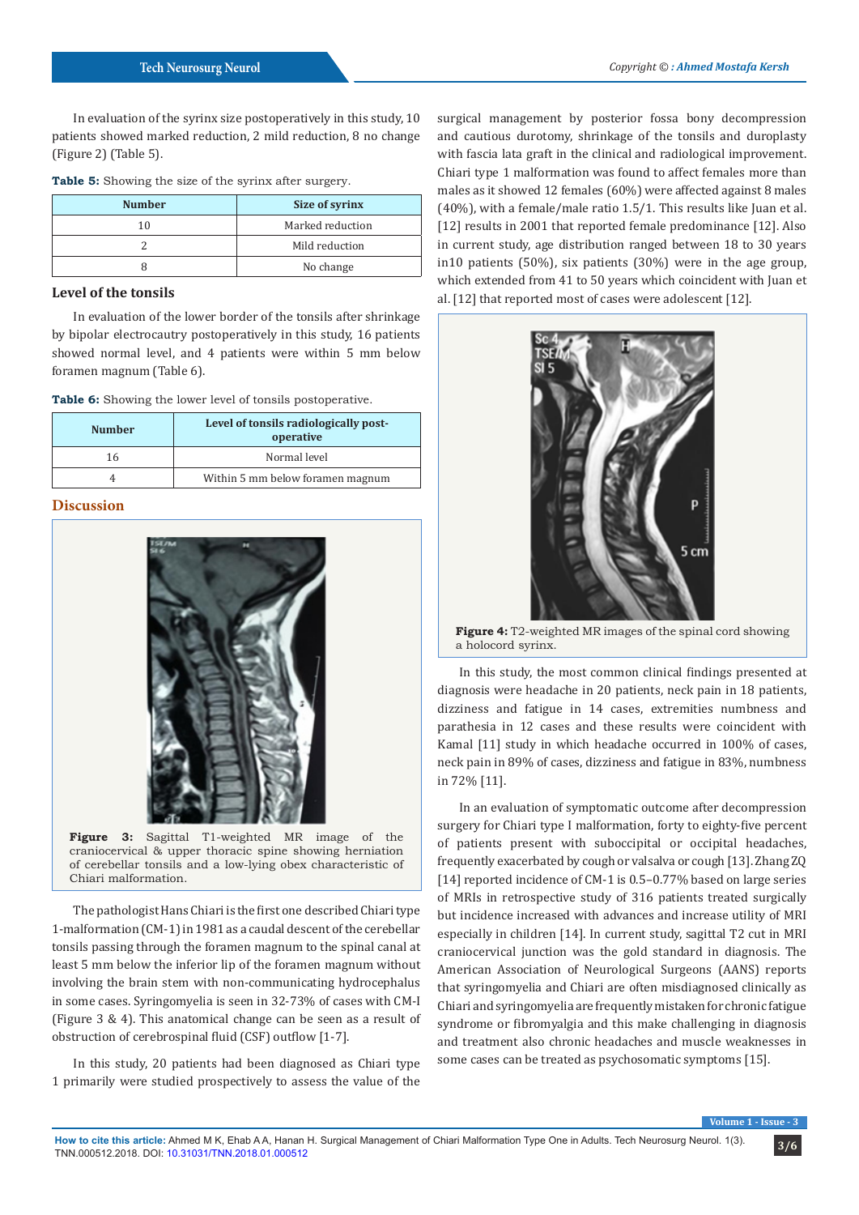In evaluation of the syrinx size postoperatively in this study, 10 patients showed marked reduction, 2 mild reduction, 8 no change (Figure 2) (Table 5).

**Table 5:** Showing the size of the syrinx after surgery.

| Number | Size of syrinx |
|---|---|
| 10 | Marked reduction |
| 2 | Mild reduction |
| 8 | No change |

## Level of the tonsils

In evaluation of the lower border of the tonsils after shrinkage by bipolar electrocautry postoperatively in this study, 16 patients showed normal level, and 4 patients were within 5 mm below foramen magnum (Table 6).

**Table 6:** Showing the lower level of tonsils postoperative.

| Number | Level of tonsils radiologically post-operative |
|---|---|
| 16 | Normal level |
| 4 | Within 5 mm below foramen magnum |

## Discussion

**Figure 3:** Sagittal T1-weighted MR image of the craniocervical & upper thoracic spine showing herniation of cerebellar tonsils and a low-lying obex characteristic of Chiari malformation.

The pathologist Hans Chiari is the first one described Chiari type 1-malformation (CM-1) in 1981 as a caudal descent of the cerebellar tonsils passing through the foramen magnum to the spinal canal at least 5 mm below the inferior lip of the foramen magnum without involving the brain stem with non-communicating hydrocephalus in some cases. Syringomyelia is seen in 32-73% of cases with CM-I (Figure 3 & 4). This anatomical change can be seen as a result of obstruction of cerebrospinal fluid (CSF) outflow [1-7].

In this study, 20 patients had been diagnosed as Chiari type 1 primarily were studied prospectively to assess the value of the surgical management by posterior fossa bony decompression and cautious durotomy, shrinkage of the tonsils and duroplasty with fascia lata graft in the clinical and radiological improvement. Chiari type 1 malformation was found to affect females more than males as it showed 12 females (60%) were affected against 8 males (40%), with a female/male ratio 1.5/1. This results like Juan et al. [12] results in 2001 that reported female predominance [12]. Also in current study, age distribution ranged between 18 to 30 years in10 patients (50%), six patients (30%) were in the age group, which extended from 41 to 50 years which coincident with Juan et al. [12] that reported most of cases were adolescent [12].

**Figure 4:** T2-weighted MR images of the spinal cord showing a holocord syrinx.

In this study, the most common clinical findings presented at diagnosis were headache in 20 patients, neck pain in 18 patients, dizziness and fatigue in 14 cases, extremities numbness and parathesia in 12 cases and these results were coincident with Kamal [11] study in which headache occurred in 100% of cases, neck pain in 89% of cases, dizziness and fatigue in 83%, numbness in 72% [11].

In an evaluation of symptomatic outcome after decompression surgery for Chiari type I malformation, forty to eighty-five percent of patients present with suboccipital or occipital headaches, frequently exacerbated by cough or valsalva or cough [13]. Zhang ZQ [14] reported incidence of CM-1 is 0.5–0.77% based on large series of MRIs in retrospective study of 316 patients treated surgically but incidence increased with advances and increase utility of MRI especially in children [14]. In current study, sagittal T2 cut in MRI craniocervical junction was the gold standard in diagnosis. The American Association of Neurological Surgeons (AANS) reports that syringomyelia and Chiari are often misdiagnosed clinically as Chiari and syringomyelia are frequently mistaken for chronic fatigue syndrome or fibromyalgia and this make challenging in diagnosis and treatment also chronic headaches and muscle weaknesses in some cases can be treated as psychosomatic symptoms [15].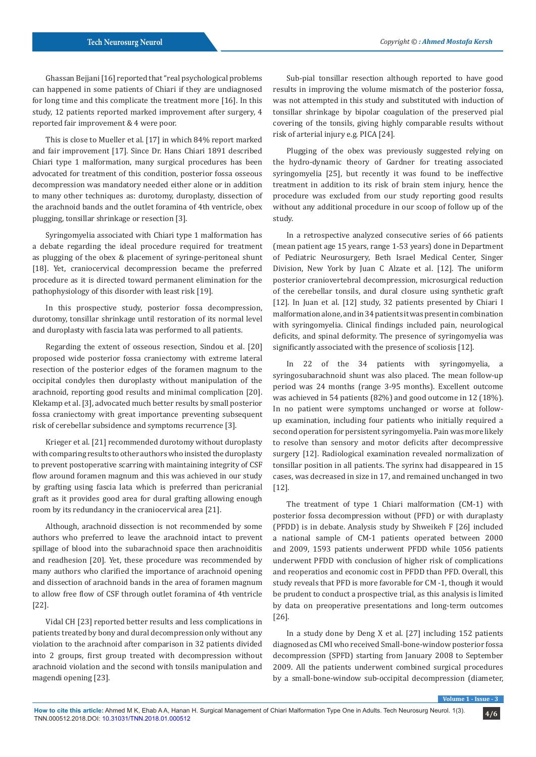Ghassan Bejjani [16] reported that "real psychological problems can happened in some patients of Chiari if they are undiagnosed for long time and this complicate the treatment more [16]. In this study, 12 patients reported marked improvement after surgery, 4 reported fair improvement & 4 were poor.

This is close to Mueller et al. [17] in which 84% report marked and fair improvement [17]. Since Dr. Hans Chiari 1891 described Chiari type 1 malformation, many surgical procedures has been advocated for treatment of this condition, posterior fossa osseous decompression was mandatory needed either alone or in addition to many other techniques as: durotomy, duroplasty, dissection of the arachnoid bands and the outlet foramina of 4th ventricle, obex plugging, tonsillar shrinkage or resection [3].

Syringomyelia associated with Chiari type 1 malformation has a debate regarding the ideal procedure required for treatment as plugging of the obex & placement of syringe-peritoneal shunt [18]. Yet, craniocervical decompression became the preferred procedure as it is directed toward permanent elimination for the pathophysiology of this disorder with least risk [19].

In this prospective study, posterior fossa decompression, durotomy, tonsillar shrinkage until restoration of its normal level and duroplasty with fascia lata was performed to all patients.

Regarding the extent of osseous resection, Sindou et al. [20] proposed wide posterior fossa craniectomy with extreme lateral resection of the posterior edges of the foramen magnum to the occipital condyles then duroplasty without manipulation of the arachnoid, reporting good results and minimal complication [20]. Klekamp et al. [3], advocated much better results by small posterior fossa craniectomy with great importance preventing subsequent risk of cerebellar subsidence and symptoms recurrence [3].

Krieger et al. [21] recommended durotomy without duroplasty with comparing results to other authors who insisted the duroplasty to prevent postoperative scarring with maintaining integrity of CSF flow around foramen magnum and this was achieved in our study by grafting using fascia lata which is preferred than pericranial graft as it provides good area for dural grafting allowing enough room by its redundancy in the craniocervical area [21].

Although, arachnoid dissection is not recommended by some authors who preferred to leave the arachnoid intact to prevent spillage of blood into the subarachnoid space then arachnoiditis and readhesion [20]. Yet, these procedure was recommended by many authors who clarified the importance of arachnoid opening and dissection of arachnoid bands in the area of foramen magnum to allow free flow of CSF through outlet foramina of 4th ventricle [22].

Vidal CH [23] reported better results and less complications in patients treated by bony and dural decompression only without any violation to the arachnoid after comparison in 32 patients divided into 2 groups, first group treated with decompression without arachnoid violation and the second with tonsils manipulation and magendi opening [23].

Sub-pial tonsillar resection although reported to have good results in improving the volume mismatch of the posterior fossa, was not attempted in this study and substituted with induction of tonsillar shrinkage by bipolar coagulation of the preserved pial covering of the tonsils, giving highly comparable results without risk of arterial injury e.g. PICA [24].

Plugging of the obex was previously suggested relying on the hydro-dynamic theory of Gardner for treating associated syringomyelia [25], but recently it was found to be ineffective treatment in addition to its risk of brain stem injury, hence the procedure was excluded from our study reporting good results without any additional procedure in our scoop of follow up of the study.

In a retrospective analyzed consecutive series of 66 patients (mean patient age 15 years, range 1-53 years) done in Department of Pediatric Neurosurgery, Beth Israel Medical Center, Singer Division, New York by Juan C Alzate et al. [12]. The uniform posterior craniovertebral decompression, microsurgical reduction of the cerebellar tonsils, and dural closure using synthetic graft [12]. In Juan et al. [12] study, 32 patients presented by Chiari I malformation alone, and in 34 patients it was present in combination with syringomyelia. Clinical findings included pain, neurological deficits, and spinal deformity. The presence of syringomyelia was significantly associated with the presence of scoliosis [12].

In 22 of the 34 patients with syringomyelia, a syringosubarachnoid shunt was also placed. The mean follow-up period was 24 months (range 3-95 months). Excellent outcome was achieved in 54 patients (82%) and good outcome in 12 (18%). In no patient were symptoms unchanged or worse at follow-up examination, including four patients who initially required a second operation for persistent syringomyelia. Pain was more likely to resolve than sensory and motor deficits after decompressive surgery [12]. Radiological examination revealed normalization of tonsillar position in all patients. The syrinx had disappeared in 15 cases, was decreased in size in 17, and remained unchanged in two [12].

The treatment of type 1 Chiari malformation (CM-1) with posterior fossa decompression without (PFD) or with duraplasty (PFDD) is in debate. Analysis study by Shweikeh F [26] included a national sample of CM-1 patients operated between 2000 and 2009, 1593 patients underwent PFDD while 1056 patients underwent PFDD with conclusion of higher risk of complications and reoperatios and economic cost in PFDD than PFD. Overall, this study reveals that PFD is more favorable for CM -1, though it would be prudent to conduct a prospective trial, as this analysis is limited by data on preoperative presentations and long-term outcomes [26].

In a study done by Deng X et al. [27] including 152 patients diagnosed as CMI who received Small-bone-window posterior fossa decompression (SPFD) starting from January 2008 to September 2009. All the patients underwent combined surgical procedures by a small-bone-window sub-occipital decompression (diameter,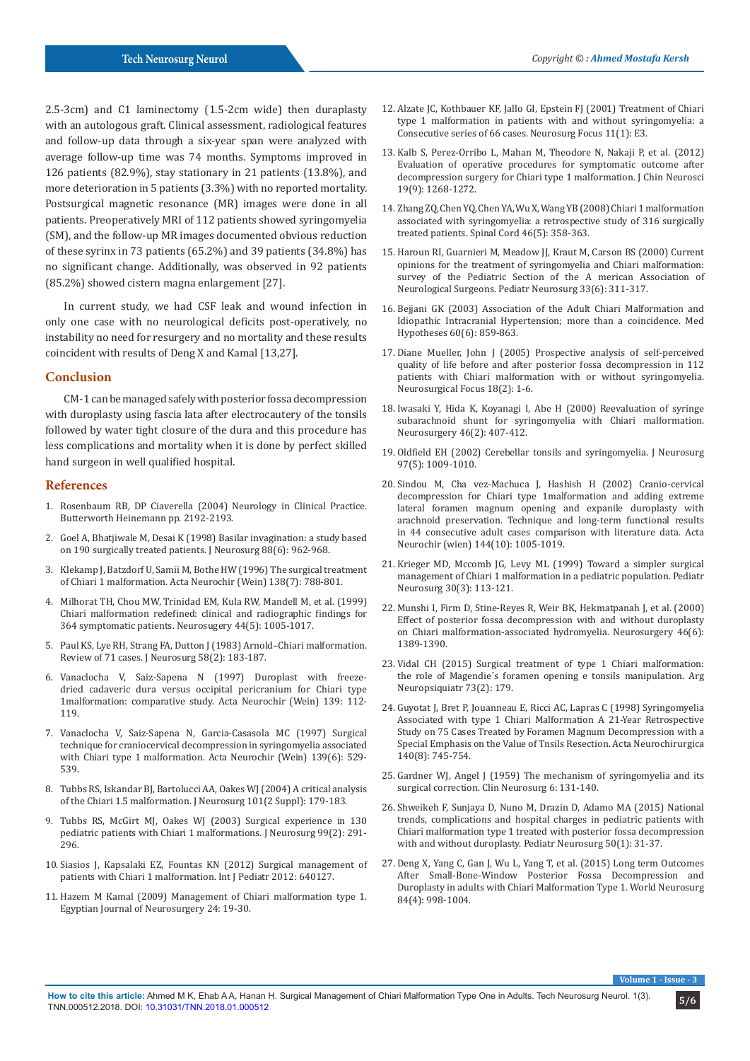2.5-3cm) and C1 laminectomy (1.5-2cm wide) then duraplasty with an autologous graft. Clinical assessment, radiological features and follow-up data through a six-year span were analyzed with average follow-up time was 74 months. Symptoms improved in 126 patients (82.9%), stay stationary in 21 patients (13.8%), and more deterioration in 5 patients (3.3%) with no reported mortality. Postsurgical magnetic resonance (MR) images were done in all patients. Preoperatively MRI of 112 patients showed syringomyelia (SM), and the follow-up MR images documented obvious reduction of these syrinx in 73 patients (65.2%) and 39 patients (34.8%) has no significant change. Additionally, was observed in 92 patients (85.2%) showed cistern magna enlargement [27].

In current study, we had CSF leak and wound infection in only one case with no neurological deficits post-operatively, no instability no need for resurgery and no mortality and these results coincident with results of Deng X and Kamal [13,27].

## Conclusion

CM-1 can be managed safely with posterior fossa decompression with duroplasty using fascia lata after electrocautery of the tonsils followed by water tight closure of the dura and this procedure has less complications and mortality when it is done by perfect skilled hand surgeon in well qualified hospital.

## References

1. Rosenbaum RB, DP Ciaverella (2004) Neurology in Clinical Practice. Butterworth Heinemann pp. 2192-2193.
2. Goel A, Bhatjiwale M, Desai K (1998) Basilar invagination: a study based on 190 surgically treated patients. J Neurosurg 88(6): 962-968.
3. Klekamp J, Batzdorf U, Samii M, Bothe HW (1996) The surgical treatment of Chiari 1 malformation. Acta Neurochir (Wein) 138(7): 788-801.
4. Milhorat TH, Chou MW, Trinidad EM, Kula RW, Mandell M, et al. (1999) Chiari malformation redefined: clinical and radiographic findings for 364 symptomatic patients. Neurosugery 44(5): 1005-1017.
5. Paul KS, Lye RH, Strang FA, Dutton J (1983) Arnold–Chiari malformation. Review of 71 cases. J Neurosurg 58(2): 183-187.
6. Vanaclocha V, Saiz-Sapena N (1997) Duroplast with freeze-dried cadaveric dura versus occipital pericranium for Chiari type 1malformation: comparative study. Acta Neurochir (Wein) 139: 112-119.
7. Vanaclocha V, Saiz-Sapena N, Garcia-Casasola MC (1997) Surgical technique for craniocervical decompression in syringomyelia associated with Chiari type 1 malformation. Acta Neurochir (Wein) 139(6): 529-539.
8. Tubbs RS, Iskandar BJ, Bartolucci AA, Oakes WJ (2004) A critical analysis of the Chiari 1.5 malformation. J Neurosurg 101(2 Suppl): 179-183.
9. Tubbs RS, McGirt MJ, Oakes WJ (2003) Surgical experience in 130 pediatric patients with Chiari 1 malformations. J Neurosurg 99(2): 291-296.
10. Siasios J, Kapsalaki EZ, Fountas KN (2012) Surgical management of patients with Chiari 1 malformation. Int J Pediatr 2012: 640127.
11. Hazem M Kamal (2009) Management of Chiari malformation type 1. Egyptian Journal of Neurosurgery 24: 19-30.
12. Alzate JC, Kothbauer KF, Jallo GI, Epstein FJ (2001) Treatment of Chiari type 1 malformation in patients with and without syringomyelia: a Consecutive series of 66 cases. Neurosurg Focus 11(1): E3.
13. Kalb S, Perez-Orribo L, Mahan M, Theodore N, Nakaji P, et al. (2012) Evaluation of operative procedures for symptomatic outcome after decompression surgery for Chiari type 1 malformation. J Chin Neurosci 19(9): 1268-1272.
14. Zhang ZQ, Chen YQ, Chen YA, Wu X, Wang YB (2008) Chiari 1 malformation associated with syringomyelia: a retrospective study of 316 surgically treated patients. Spinal Cord 46(5): 358-363.
15. Haroun RI, Guarnieri M, Meadow JJ, Kraut M, Carson BS (2000) Current opinions for the treatment of syringomyelia and Chiari malformation: survey of the Pediatric Section of the A merican Association of Neurological Surgeons. Pediatr Neurosurg 33(6): 311-317.
16. Bejjani GK (2003) Association of the Adult Chiari Malformation and Idiopathic Intracranial Hypertension; more than a coincidence. Med Hypotheses 60(6): 859-863.
17. Diane Mueller, John J (2005) Prospective analysis of self-perceived quality of life before and after posterior fossa decompression in 112 patients with Chiari malformation with or without syringomyelia. Neurosurgical Focus 18(2): 1-6.
18. Iwasaki Y, Hida K, Koyanagi I, Abe H (2000) Reevaluation of syringe subarachnoid shunt for syringomyelia with Chiari malformation. Neurosurgery 46(2): 407-412.
19. Oldfield EH (2002) Cerebellar tonsils and syringomyelia. J Neurosurg 97(5): 1009-1010.
20. Sindou M, Cha vez-Machuca J, Hashish H (2002) Cranio-cervical decompression for Chiari type 1malformation and adding extreme lateral foramen magnum opening and expanile duroplasty with arachnoid preservation. Technique and long-term functional results in 44 consecutive adult cases comparison with literature data. Acta Neurochir (wien) 144(10): 1005-1019.
21. Krieger MD, Mccomb JG, Levy ML (1999) Toward a simpler surgical management of Chiari 1 malformation in a pediatric population. Pediatr Neurosurg 30(3): 113-121.
22. Munshi I, Firm D, Stine-Reyes R, Weir BK, Hekmatpanah J, et al. (2000) Effect of posterior fossa decompression with and without duroplasty on Chiari malformation-associated hydromyelia. Neurosurgery 46(6): 1389-1390.
23. Vidal CH (2015) Surgical treatment of type 1 Chiari malformation: the role of Magendie´s foramen opening e tonsils manipulation. Arg Neuropsiquiatr 73(2): 179.
24. Guyotat J, Bret P, Jouanneau E, Ricci AC, Lapras C (1998) Syringomyelia Associated with type 1 Chiari Malformation A 21-Year Retrospective Study on 75 Cases Treated by Foramen Magnum Decompression with a Special Emphasis on the Value of Tnsils Resection. Acta Neurochirurgica 140(8): 745-754.
25. Gardner WJ, Angel J (1959) The mechanism of syringomyelia and its surgical correction. Clin Neurosurg 6: 131-140.
26. Shweikeh F, Sunjaya D, Nuno M, Drazin D, Adamo MA (2015) National trends, complications and hospital charges in pediatric patients with Chiari malformation type 1 treated with posterior fossa decompression with and without duroplasty. Pediatr Neurosurg 50(1): 31-37.
27. Deng X, Yang C, Gan J, Wu L, Yang T, et al. (2015) Long term Outcomes After Small-Bone-Window Posterior Fossa Decompression and Duroplasty in adults with Chiari Malformation Type 1. World Neurosurg 84(4): 998-1004.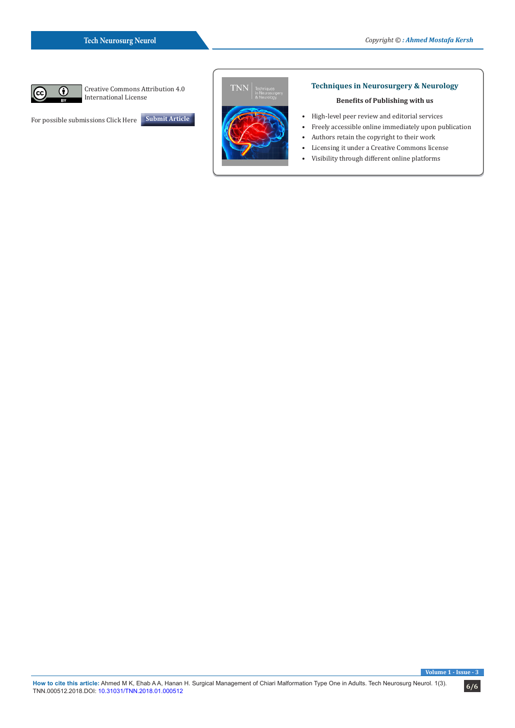Creative Commons Attribution 4.0 International License

For possible submissions Click Here **Submit Article**

## Techniques in Neurosurgery & Neurology

**Benefits of Publishing with us**

- High-level peer review and editorial services
- Freely accessible online immediately upon publication
- Authors retain the copyright to their work
- Licensing it under a Creative Commons license
- Visibility through different online platforms

**How to cite this article:** Ahmed M K, Ehab A A, Hanan H. Surgical Management of Chiari Malformation Type One in Adults. Tech Neurosurg Neurol. 1(3). TNN.000512.2018.DOI: 10.31031/TNN.2018.01.000512